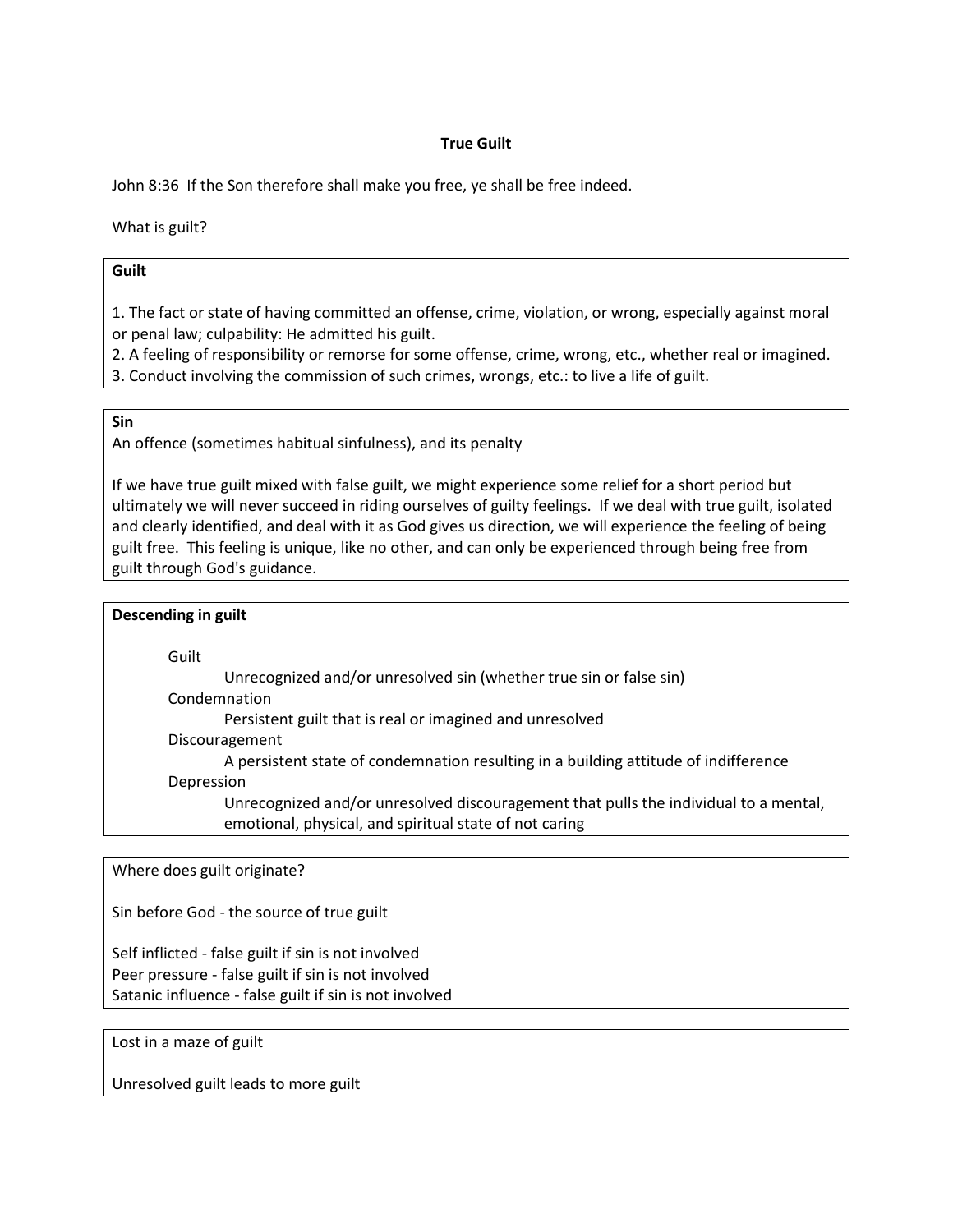# True Guilt

John 8:36  If the Son therefore shall make you free, ye shall be free indeed.

What is guilt?

**Guilt**

1. The fact or state of having committed an offense, crime, violation, or wrong, especially against moral or penal law; culpability: He admitted his guilt.
2. A feeling of responsibility or remorse for some offense, crime, wrong, etc., whether real or imagined.
3. Conduct involving the commission of such crimes, wrongs, etc.: to live a life of guilt.

**Sin**

An offence (sometimes habitual sinfulness), and its penalty

If we have true guilt mixed with false guilt, we might experience some relief for a short period but ultimately we will never succeed in riding ourselves of guilty feelings.  If we deal with true guilt, isolated and clearly identified, and deal with it as God gives us direction, we will experience the feeling of being guilt free.  This feeling is unique, like no other, and can only be experienced through being free from guilt through God's guidance.

**Descending in guilt**

- Guilt
  - Unrecognized and/or unresolved sin (whether true sin or false sin)
- Condemnation
  - Persistent guilt that is real or imagined and unresolved
- Discouragement
  - A persistent state of condemnation resulting in a building attitude of indifference
- Depression
  - Unrecognized and/or unresolved discouragement that pulls the individual to a mental, emotional, physical, and spiritual state of not caring

Where does guilt originate?

Sin before God - the source of true guilt

Self inflicted - false guilt if sin is not involved
Peer pressure - false guilt if sin is not involved
Satanic influence - false guilt if sin is not involved

Lost in a maze of guilt

Unresolved guilt leads to more guilt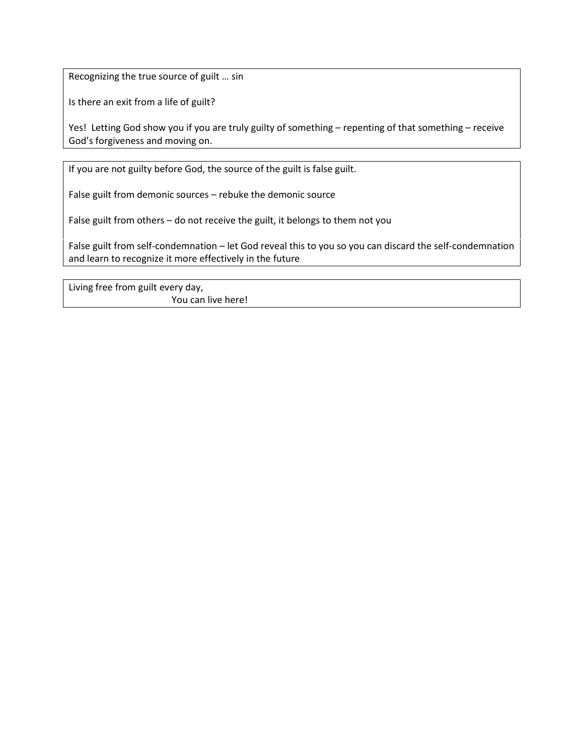Recognizing the true source of guilt … sin

Is there an exit from a life of guilt?

Yes! Letting God show you if you are truly guilty of something – repenting of that something – receive God's forgiveness and moving on.

If you are not guilty before God, the source of the guilt is false guilt.

False guilt from demonic sources – rebuke the demonic source

False guilt from others – do not receive the guilt, it belongs to them not you

False guilt from self-condemnation – let God reveal this to you so you can discard the self-condemnation and learn to recognize it more effectively in the future

Living free from guilt every day,
You can live here!